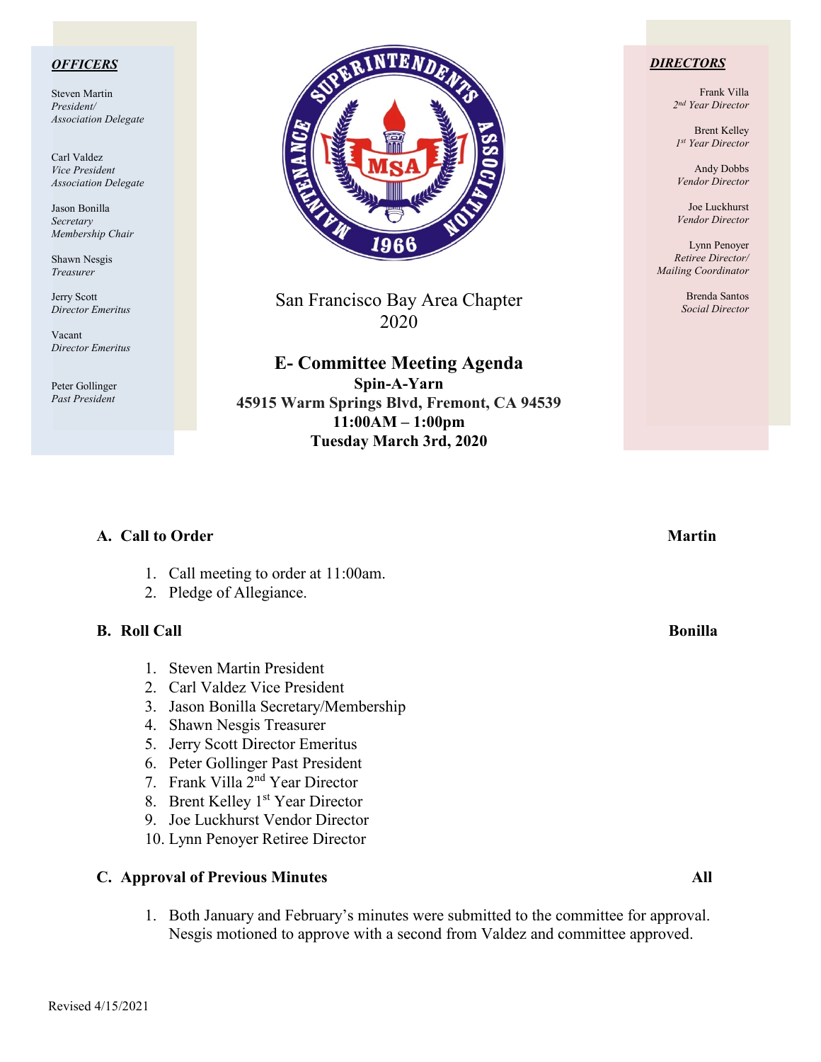### *OFFICERS*

Steven Martin
*President/*
*Association Delegate*

Carl Valdez
*Vice President*
*Association Delegate*

Jason Bonilla
*Secretary*
*Membership Chair*

Shawn Nesgis
*Treasurer*

Jerry Scott
*Director Emeritus*

Vacant
*Director Emeritus*

Peter Gollinger
*Past President*

### *DIRECTORS*

Frank Villa
*2nd Year Director*

Brent Kelley
*1st Year Director*

Andy Dobbs
*Vendor Director*

Joe Luckhurst
*Vendor Director*

Lynn Penoyer
*Retiree Director/*
*Mailing Coordinator*

Brenda Santos
*Social Director*

San Francisco Bay Area Chapter
2020

# E- Committee Meeting Agenda

**Spin-A-Yarn**
**45915 Warm Springs Blvd, Fremont, CA 94539**
**11:00AM – 1:00pm**
**Tuesday March 3rd, 2020**

## A. Call to Order — Martin

1. Call meeting to order at 11:00am.
2. Pledge of Allegiance.

## B. Roll Call — Bonilla

1. Steven Martin President
2. Carl Valdez Vice President
3. Jason Bonilla Secretary/Membership
4. Shawn Nesgis Treasurer
5. Jerry Scott Director Emeritus
6. Peter Gollinger Past President
7. Frank Villa 2nd Year Director
8. Brent Kelley 1st Year Director
9. Joe Luckhurst Vendor Director
10. Lynn Penoyer Retiree Director

## C. Approval of Previous Minutes — All

1. Both January and February's minutes were submitted to the committee for approval. Nesgis motioned to approve with a second from Valdez and committee approved.

Revised 4/15/2021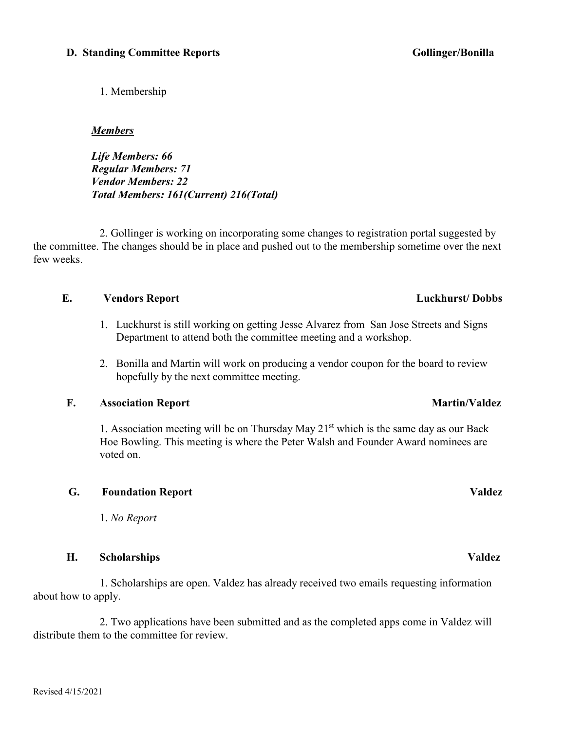### D. Standing Committee Reports — Gollinger/Bonilla

1. Membership

***Members***

***Life Members: 66***
***Regular Members: 71***
***Vendor Members: 22***
***Total Members: 161(Current) 216(Total)***

2. Gollinger is working on incorporating some changes to registration portal suggested by the committee. The changes should be in place and pushed out to the membership sometime over the next few weeks.

### E. Vendors Report — Luckhurst/ Dobbs

1. Luckhurst is still working on getting Jesse Alvarez from San Jose Streets and Signs Department to attend both the committee meeting and a workshop.
2. Bonilla and Martin will work on producing a vendor coupon for the board to review hopefully by the next committee meeting.

### F. Association Report — Martin/Valdez

1. Association meeting will be on Thursday May 21st which is the same day as our Back Hoe Bowling. This meeting is where the Peter Walsh and Founder Award nominees are voted on.

### G. Foundation Report — Valdez

1. *No Report*

### H. Scholarships — Valdez

1. Scholarships are open. Valdez has already received two emails requesting information about how to apply.

2. Two applications have been submitted and as the completed apps come in Valdez will distribute them to the committee for review.

Revised 4/15/2021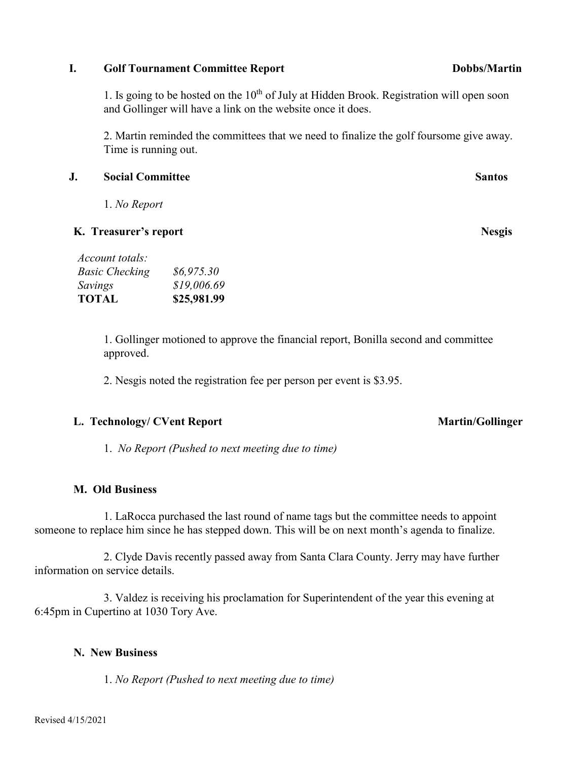### I. Golf Tournament Committee Report — Dobbs/Martin

1. Is going to be hosted on the 10th of July at Hidden Brook. Registration will open soon and Gollinger will have a link on the website once it does.

2. Martin reminded the committees that we need to finalize the golf foursome give away. Time is running out.

### J. Social Committee — Santos

1. *No Report*

### K. Treasurer's report — Nesgis

| *Account totals:* | |
|---|---|
| *Basic Checking* | *$6,975.30* |
| *Savings* | *$19,006.69* |
| **TOTAL** | **$25,981.99** |

1. Gollinger motioned to approve the financial report, Bonilla second and committee approved.

2. Nesgis noted the registration fee per person per event is $3.95.

### L. Technology/ CVent Report — Martin/Gollinger

1. *No Report (Pushed to next meeting due to time)*

### M. Old Business

1. LaRocca purchased the last round of name tags but the committee needs to appoint someone to replace him since he has stepped down. This will be on next month's agenda to finalize.

2. Clyde Davis recently passed away from Santa Clara County. Jerry may have further information on service details.

3. Valdez is receiving his proclamation for Superintendent of the year this evening at 6:45pm in Cupertino at 1030 Tory Ave.

### N. New Business

1. *No Report (Pushed to next meeting due to time)*

Revised 4/15/2021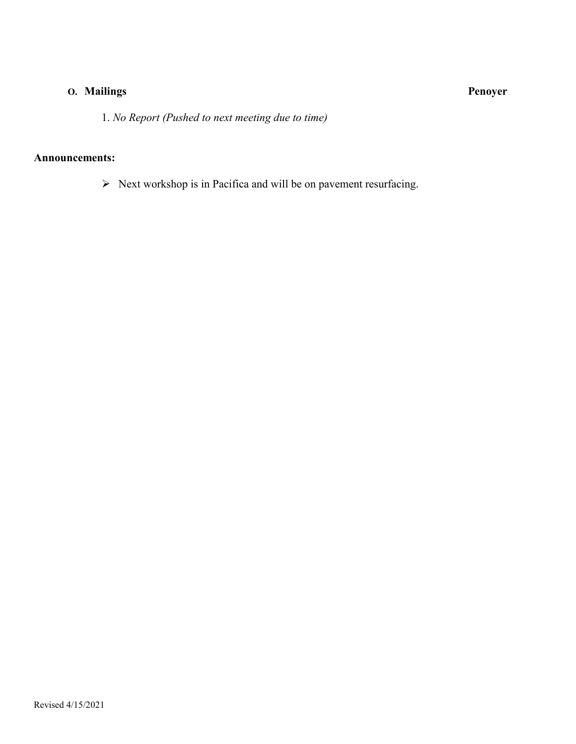**O. Mailings** **Penoyer**

1. *No Report (Pushed to next meeting due to time)*

**Announcements:**

- Next workshop is in Pacifica and will be on pavement resurfacing.

Revised 4/15/2021